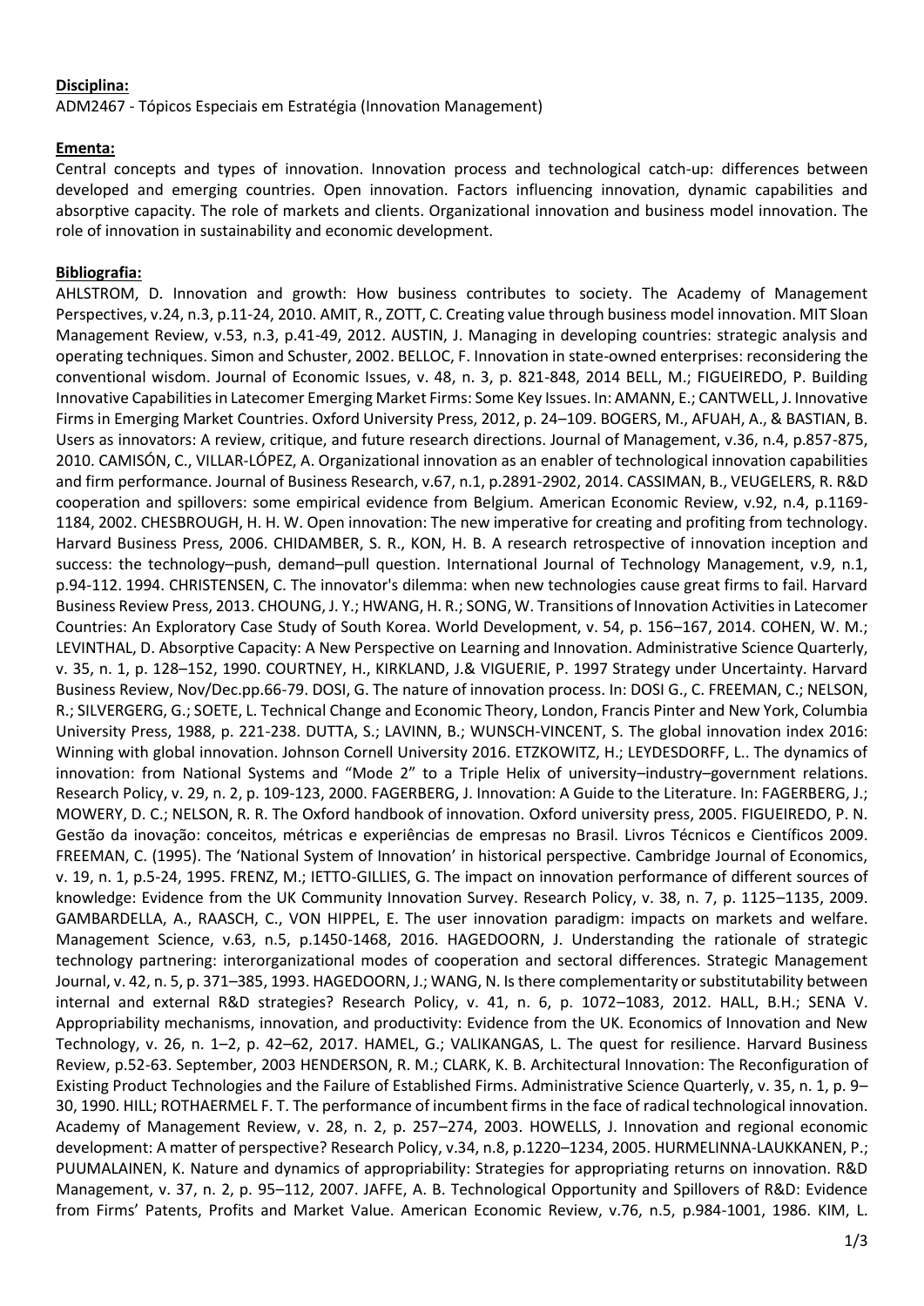**Disciplina:**

ADM2467 - Tópicos Especiais em Estratégia (Innovation Management)

**Ementa:**

Central concepts and types of innovation. Innovation process and technological catch-up: differences between developed and emerging countries. Open innovation. Factors influencing innovation, dynamic capabilities and absorptive capacity. The role of markets and clients. Organizational innovation and business model innovation. The role of innovation in sustainability and economic development.

**Bibliografia:**

AHLSTROM, D. Innovation and growth: How business contributes to society. The Academy of Management Perspectives, v.24, n.3, p.11-24, 2010. AMIT, R., ZOTT, C. Creating value through business model innovation. MIT Sloan Management Review, v.53, n.3, p.41-49, 2012. AUSTIN, J. Managing in developing countries: strategic analysis and operating techniques. Simon and Schuster, 2002. BELLOC, F. Innovation in state-owned enterprises: reconsidering the conventional wisdom. Journal of Economic Issues, v. 48, n. 3, p. 821-848, 2014 BELL, M.; FIGUEIREDO, P. Building Innovative Capabilities in Latecomer Emerging Market Firms: Some Key Issues. In: AMANN, E.; CANTWELL, J. Innovative Firms in Emerging Market Countries. Oxford University Press, 2012, p. 24–109. BOGERS, M., AFUAH, A., & BASTIAN, B. Users as innovators: A review, critique, and future research directions. Journal of Management, v.36, n.4, p.857-875, 2010. CAMISÓN, C., VILLAR-LÓPEZ, A. Organizational innovation as an enabler of technological innovation capabilities and firm performance. Journal of Business Research, v.67, n.1, p.2891-2902, 2014. CASSIMAN, B., VEUGELERS, R. R&D cooperation and spillovers: some empirical evidence from Belgium. American Economic Review, v.92, n.4, p.1169-1184, 2002. CHESBROUGH, H. H. W. Open innovation: The new imperative for creating and profiting from technology. Harvard Business Press, 2006. CHIDAMBER, S. R., KON, H. B. A research retrospective of innovation inception and success: the technology–push, demand–pull question. International Journal of Technology Management, v.9, n.1, p.94-112. 1994. CHRISTENSEN, C. The innovator's dilemma: when new technologies cause great firms to fail. Harvard Business Review Press, 2013. CHOUNG, J. Y.; HWANG, H. R.; SONG, W. Transitions of Innovation Activities in Latecomer Countries: An Exploratory Case Study of South Korea. World Development, v. 54, p. 156–167, 2014. COHEN, W. M.; LEVINTHAL, D. Absorptive Capacity: A New Perspective on Learning and Innovation. Administrative Science Quarterly, v. 35, n. 1, p. 128–152, 1990. COURTNEY, H., KIRKLAND, J.& VIGUERIE, P. 1997 Strategy under Uncertainty. Harvard Business Review, Nov/Dec.pp.66-79. DOSI, G. The nature of innovation process. In: DOSI G., C. FREEMAN, C.; NELSON, R.; SILVERGERG, G.; SOETE, L. Technical Change and Economic Theory, London, Francis Pinter and New York, Columbia University Press, 1988, p. 221-238. DUTTA, S.; LAVINN, B.; WUNSCH-VINCENT, S. The global innovation index 2016: Winning with global innovation. Johnson Cornell University 2016. ETZKOWITZ, H.; LEYDESDORFF, L.. The dynamics of innovation: from National Systems and "Mode 2" to a Triple Helix of university–industry–government relations. Research Policy, v. 29, n. 2, p. 109-123, 2000. FAGERBERG, J. Innovation: A Guide to the Literature. In: FAGERBERG, J.; MOWERY, D. C.; NELSON, R. R. The Oxford handbook of innovation. Oxford university press, 2005. FIGUEIREDO, P. N. Gestão da inovação: conceitos, métricas e experiências de empresas no Brasil. Livros Técnicos e Científicos 2009. FREEMAN, C. (1995). The 'National System of Innovation' in historical perspective. Cambridge Journal of Economics, v. 19, n. 1, p.5-24, 1995. FRENZ, M.; IETTO-GILLIES, G. The impact on innovation performance of different sources of knowledge: Evidence from the UK Community Innovation Survey. Research Policy, v. 38, n. 7, p. 1125–1135, 2009. GAMBARDELLA, A., RAASCH, C., VON HIPPEL, E. The user innovation paradigm: impacts on markets and welfare. Management Science, v.63, n.5, p.1450-1468, 2016. HAGEDOORN, J. Understanding the rationale of strategic technology partnering: interorganizational modes of cooperation and sectoral differences. Strategic Management Journal, v. 42, n. 5, p. 371–385, 1993. HAGEDOORN, J.; WANG, N. Is there complementarity or substitutability between internal and external R&D strategies? Research Policy, v. 41, n. 6, p. 1072–1083, 2012. HALL, B.H.; SENA V. Appropriability mechanisms, innovation, and productivity: Evidence from the UK. Economics of Innovation and New Technology, v. 26, n. 1–2, p. 42–62, 2017. HAMEL, G.; VALIKANGAS, L. The quest for resilience. Harvard Business Review, p.52-63. September, 2003 HENDERSON, R. M.; CLARK, K. B. Architectural Innovation: The Reconfiguration of Existing Product Technologies and the Failure of Established Firms. Administrative Science Quarterly, v. 35, n. 1, p. 9–30, 1990. HILL; ROTHAERMEL F. T. The performance of incumbent firms in the face of radical technological innovation. Academy of Management Review, v. 28, n. 2, p. 257–274, 2003. HOWELLS, J. Innovation and regional economic development: A matter of perspective? Research Policy, v.34, n.8, p.1220–1234, 2005. HURMELINNA-LAUKKANEN, P.; PUUMALAINEN, K. Nature and dynamics of appropriability: Strategies for appropriating returns on innovation. R&D Management, v. 37, n. 2, p. 95–112, 2007. JAFFE, A. B. Technological Opportunity and Spillovers of R&D: Evidence from Firms' Patents, Profits and Market Value. American Economic Review, v.76, n.5, p.984-1001, 1986. KIM, L.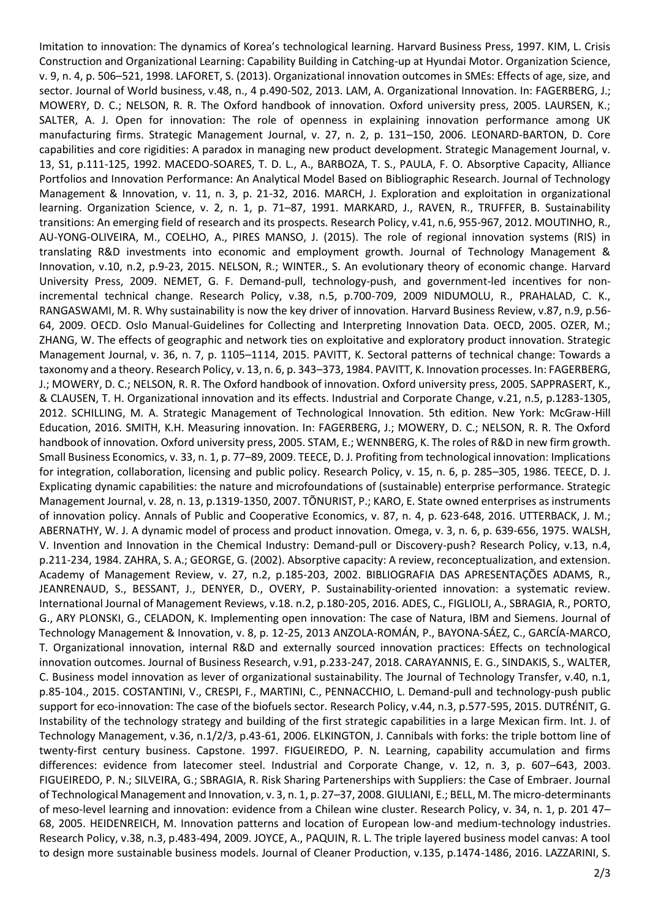Imitation to innovation: The dynamics of Korea's technological learning. Harvard Business Press, 1997. KIM, L. Crisis Construction and Organizational Learning: Capability Building in Catching-up at Hyundai Motor. Organization Science, v. 9, n. 4, p. 506–521, 1998. LAFORET, S. (2013). Organizational innovation outcomes in SMEs: Effects of age, size, and sector. Journal of World business, v.48, n., 4 p.490-502, 2013. LAM, A. Organizational Innovation. In: FAGERBERG, J.; MOWERY, D. C.; NELSON, R. R. The Oxford handbook of innovation. Oxford university press, 2005. LAURSEN, K.; SALTER, A. J. Open for innovation: The role of openness in explaining innovation performance among UK manufacturing firms. Strategic Management Journal, v. 27, n. 2, p. 131–150, 2006. LEONARD-BARTON, D. Core capabilities and core rigidities: A paradox in managing new product development. Strategic Management Journal, v. 13, S1, p.111-125, 1992. MACEDO-SOARES, T. D. L., A., BARBOZA, T. S., PAULA, F. O. Absorptive Capacity, Alliance Portfolios and Innovation Performance: An Analytical Model Based on Bibliographic Research. Journal of Technology Management & Innovation, v. 11, n. 3, p. 21-32, 2016. MARCH, J. Exploration and exploitation in organizational learning. Organization Science, v. 2, n. 1, p. 71–87, 1991. MARKARD, J., RAVEN, R., TRUFFER, B. Sustainability transitions: An emerging field of research and its prospects. Research Policy, v.41, n.6, 955-967, 2012. MOUTINHO, R., AU-YONG-OLIVEIRA, M., COELHO, A., PIRES MANSO, J. (2015). The role of regional innovation systems (RIS) in translating R&D investments into economic and employment growth. Journal of Technology Management & Innovation, v.10, n.2, p.9-23, 2015. NELSON, R.; WINTER., S. An evolutionary theory of economic change. Harvard University Press, 2009. NEMET, G. F. Demand-pull, technology-push, and government-led incentives for non-incremental technical change. Research Policy, v.38, n.5, p.700-709, 2009 NIDUMOLU, R., PRAHALAD, C. K., RANGASWAMI, M. R. Why sustainability is now the key driver of innovation. Harvard Business Review, v.87, n.9, p.56-64, 2009. OECD. Oslo Manual-Guidelines for Collecting and Interpreting Innovation Data. OECD, 2005. OZER, M.; ZHANG, W. The effects of geographic and network ties on exploitative and exploratory product innovation. Strategic Management Journal, v. 36, n. 7, p. 1105–1114, 2015. PAVITT, K. Sectoral patterns of technical change: Towards a taxonomy and a theory. Research Policy, v. 13, n. 6, p. 343–373, 1984. PAVITT, K. Innovation processes. In: FAGERBERG, J.; MOWERY, D. C.; NELSON, R. R. The Oxford handbook of innovation. Oxford university press, 2005. SAPPRASERT, K., & CLAUSEN, T. H. Organizational innovation and its effects. Industrial and Corporate Change, v.21, n.5, p.1283-1305, 2012. SCHILLING, M. A. Strategic Management of Technological Innovation. 5th edition. New York: McGraw-Hill Education, 2016. SMITH, K.H. Measuring innovation. In: FAGERBERG, J.; MOWERY, D. C.; NELSON, R. R. The Oxford handbook of innovation. Oxford university press, 2005. STAM, E.; WENNBERG, K. The roles of R&D in new firm growth. Small Business Economics, v. 33, n. 1, p. 77–89, 2009. TEECE, D. J. Profiting from technological innovation: Implications for integration, collaboration, licensing and public policy. Research Policy, v. 15, n. 6, p. 285–305, 1986. TEECE, D. J. Explicating dynamic capabilities: the nature and microfoundations of (sustainable) enterprise performance. Strategic Management Journal, v. 28, n. 13, p.1319-1350, 2007. TÕNURIST, P.; KARO, E. State owned enterprises as instruments of innovation policy. Annals of Public and Cooperative Economics, v. 87, n. 4, p. 623-648, 2016. UTTERBACK, J. M.; ABERNATHY, W. J. A dynamic model of process and product innovation. Omega, v. 3, n. 6, p. 639-656, 1975. WALSH, V. Invention and Innovation in the Chemical Industry: Demand-pull or Discovery-push? Research Policy, v.13, n.4, p.211-234, 1984. ZAHRA, S. A.; GEORGE, G. (2002). Absorptive capacity: A review, reconceptualization, and extension. Academy of Management Review, v. 27, n.2, p.185-203, 2002. BIBLIOGRAFIA DAS APRESENTAÇÕES ADAMS, R., JEANRENAUD, S., BESSANT, J., DENYER, D., OVERY, P. Sustainability-oriented innovation: a systematic review. International Journal of Management Reviews, v.18. n.2, p.180-205, 2016. ADES, C., FIGLIOLI, A., SBRAGIA, R., PORTO, G., ARY PLONSKI, G., CELADON, K. Implementing open innovation: The case of Natura, IBM and Siemens. Journal of Technology Management & Innovation, v. 8, p. 12-25, 2013 ANZOLA-ROMÁN, P., BAYONA-SÁEZ, C., GARCÍA-MARCO, T. Organizational innovation, internal R&D and externally sourced innovation practices: Effects on technological innovation outcomes. Journal of Business Research, v.91, p.233-247, 2018. CARAYANNIS, E. G., SINDAKIS, S., WALTER, C. Business model innovation as lever of organizational sustainability. The Journal of Technology Transfer, v.40, n.1, p.85-104., 2015. COSTANTINI, V., CRESPI, F., MARTINI, C., PENNACCHIO, L. Demand-pull and technology-push public support for eco-innovation: The case of the biofuels sector. Research Policy, v.44, n.3, p.577-595, 2015. DUTRÉNIT, G. Instability of the technology strategy and building of the first strategic capabilities in a large Mexican firm. Int. J. of Technology Management, v.36, n.1/2/3, p.43-61, 2006. ELKINGTON, J. Cannibals with forks: the triple bottom line of twenty-first century business. Capstone. 1997. FIGUEIREDO, P. N. Learning, capability accumulation and firms differences: evidence from latecomer steel. Industrial and Corporate Change, v. 12, n. 3, p. 607–643, 2003. FIGUEIREDO, P. N.; SILVEIRA, G.; SBRAGIA, R. Risk Sharing Partenerships with Suppliers: the Case of Embraer. Journal of Technological Management and Innovation, v. 3, n. 1, p. 27–37, 2008. GIULIANI, E.; BELL, M. The micro-determinants of meso-level learning and innovation: evidence from a Chilean wine cluster. Research Policy, v. 34, n. 1, p. 201 47–68, 2005. HEIDENREICH, M. Innovation patterns and location of European low-and medium-technology industries. Research Policy, v.38, n.3, p.483-494, 2009. JOYCE, A., PAQUIN, R. L. The triple layered business model canvas: A tool to design more sustainable business models. Journal of Cleaner Production, v.135, p.1474-1486, 2016. LAZZARINI, S.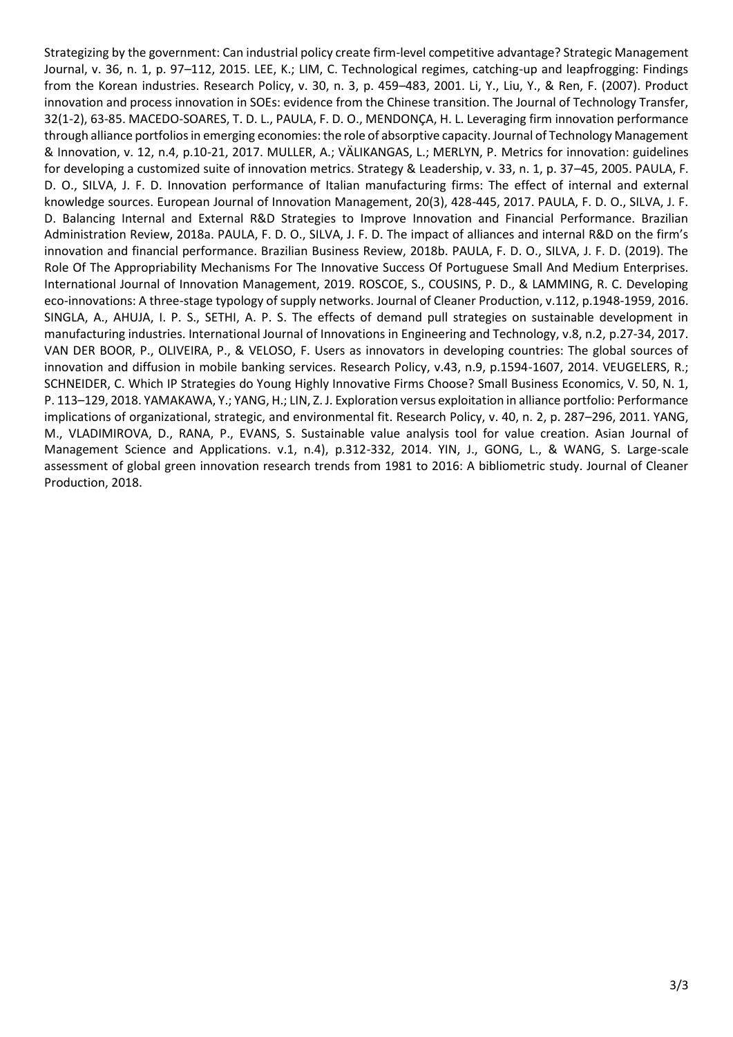Strategizing by the government: Can industrial policy create firm-level competitive advantage? Strategic Management Journal, v. 36, n. 1, p. 97–112, 2015. LEE, K.; LIM, C. Technological regimes, catching-up and leapfrogging: Findings from the Korean industries. Research Policy, v. 30, n. 3, p. 459–483, 2001. Li, Y., Liu, Y., & Ren, F. (2007). Product innovation and process innovation in SOEs: evidence from the Chinese transition. The Journal of Technology Transfer, 32(1-2), 63-85. MACEDO-SOARES, T. D. L., PAULA, F. D. O., MENDONÇA, H. L. Leveraging firm innovation performance through alliance portfolios in emerging economies: the role of absorptive capacity. Journal of Technology Management & Innovation, v. 12, n.4, p.10-21, 2017. MULLER, A.; VÄLIKANGAS, L.; MERLYN, P. Metrics for innovation: guidelines for developing a customized suite of innovation metrics. Strategy & Leadership, v. 33, n. 1, p. 37–45, 2005. PAULA, F. D. O., SILVA, J. F. D. Innovation performance of Italian manufacturing firms: The effect of internal and external knowledge sources. European Journal of Innovation Management, 20(3), 428-445, 2017. PAULA, F. D. O., SILVA, J. F. D. Balancing Internal and External R&D Strategies to Improve Innovation and Financial Performance. Brazilian Administration Review, 2018a. PAULA, F. D. O., SILVA, J. F. D. The impact of alliances and internal R&D on the firm's innovation and financial performance. Brazilian Business Review, 2018b. PAULA, F. D. O., SILVA, J. F. D. (2019). The Role Of The Appropriability Mechanisms For The Innovative Success Of Portuguese Small And Medium Enterprises. International Journal of Innovation Management, 2019. ROSCOE, S., COUSINS, P. D., & LAMMING, R. C. Developing eco-innovations: A three-stage typology of supply networks. Journal of Cleaner Production, v.112, p.1948-1959, 2016. SINGLA, A., AHUJA, I. P. S., SETHI, A. P. S. The effects of demand pull strategies on sustainable development in manufacturing industries. International Journal of Innovations in Engineering and Technology, v.8, n.2, p.27-34, 2017. VAN DER BOOR, P., OLIVEIRA, P., & VELOSO, F. Users as innovators in developing countries: The global sources of innovation and diffusion in mobile banking services. Research Policy, v.43, n.9, p.1594-1607, 2014. VEUGELERS, R.; SCHNEIDER, C. Which IP Strategies do Young Highly Innovative Firms Choose? Small Business Economics, V. 50, N. 1, P. 113–129, 2018. YAMAKAWA, Y.; YANG, H.; LIN, Z. J. Exploration versus exploitation in alliance portfolio: Performance implications of organizational, strategic, and environmental fit. Research Policy, v. 40, n. 2, p. 287–296, 2011. YANG, M., VLADIMIROVA, D., RANA, P., EVANS, S. Sustainable value analysis tool for value creation. Asian Journal of Management Science and Applications. v.1, n.4), p.312-332, 2014. YIN, J., GONG, L., & WANG, S. Large-scale assessment of global green innovation research trends from 1981 to 2016: A bibliometric study. Journal of Cleaner Production, 2018.